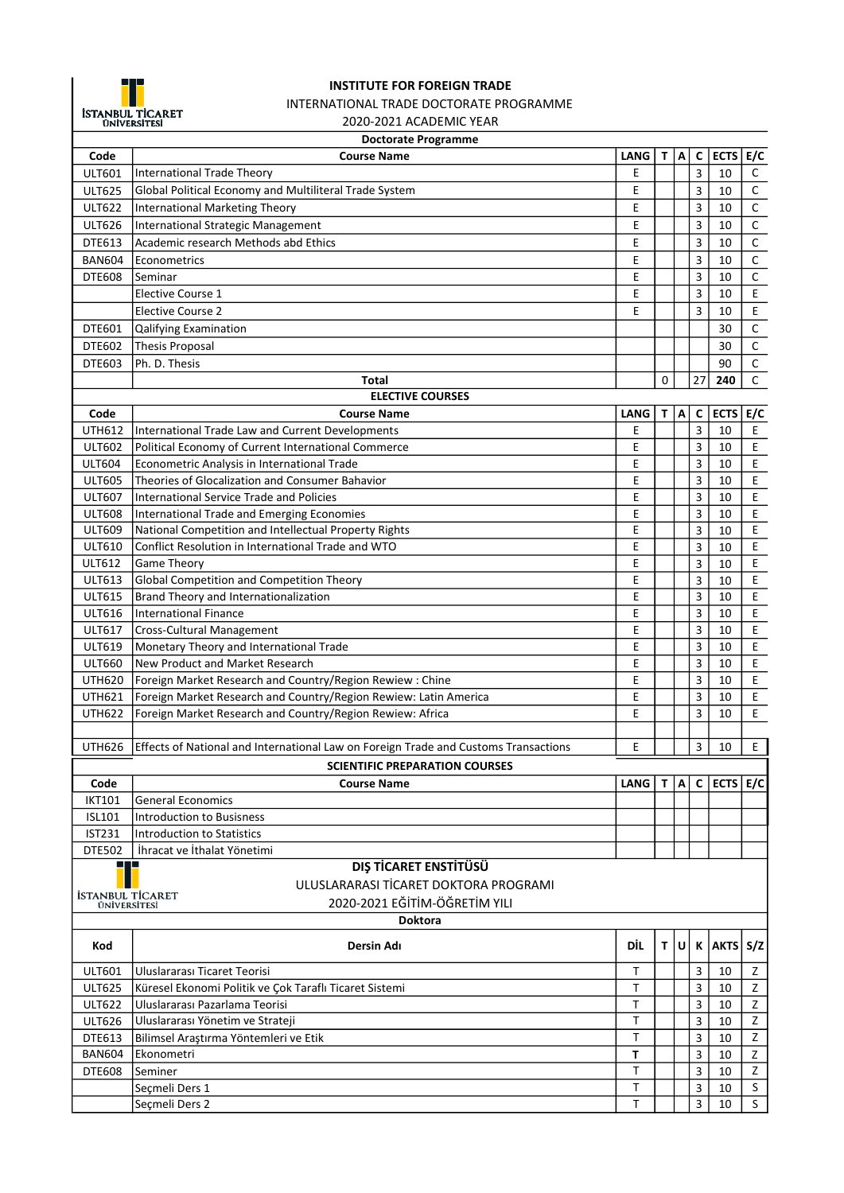İSTANBUL TİCARET ÜNİVERSİTESİ

# INSTITUTE FOR FOREIGN TRADE

## INTERNATIONAL TRADE DOCTORATE PROGRAMME

### 2020-2021 ACADEMIC YEAR

**Doctorate Programme**

| Code | Course Name | LANG | T | A | C | ECTS | E/C |
|---|---|---|---|---|---|---|---|
| ULT601 | International Trade Theory | E | | | 3 | 10 | C |
| ULT625 | Global Political Economy and Multiliteral Trade System | E | | | 3 | 10 | C |
| ULT622 | International Marketing Theory | E | | | 3 | 10 | C |
| ULT626 | International Strategic Management | E | | | 3 | 10 | C |
| DTE613 | Academic research Methods abd Ethics | E | | | 3 | 10 | C |
| BAN604 | Econometrics | E | | | 3 | 10 | C |
| DTE608 | Seminar | E | | | 3 | 10 | C |
| | Elective Course 1 | E | | | 3 | 10 | E |
| | Elective Course 2 | E | | | 3 | 10 | E |
| DTE601 | Qalifying Examination | | | | | 30 | C |
| DTE602 | Thesis Proposal | | | | | 30 | C |
| DTE603 | Ph. D. Thesis | | | | | 90 | C |
| | **Total** | | 0 | | 27 | **240** | C |

**ELECTIVE COURSES**

| Code | Course Name | LANG | T | A | C | ECTS | E/C |
|---|---|---|---|---|---|---|---|
| UTH612 | International Trade Law and Current Developments | E | | | 3 | 10 | E |
| ULT602 | Political Economy of Current International Commerce | E | | | 3 | 10 | E |
| ULT604 | Econometric Analysis in International Trade | E | | | 3 | 10 | E |
| ULT605 | Theories of Glocalization and Consumer Bahavior | E | | | 3 | 10 | E |
| ULT607 | International Service Trade and Policies | E | | | 3 | 10 | E |
| ULT608 | International Trade and Emerging Economies | E | | | 3 | 10 | E |
| ULT609 | National Competition and Intellectual Property Rights | E | | | 3 | 10 | E |
| ULT610 | Conflict Resolution in International Trade and WTO | E | | | 3 | 10 | E |
| ULT612 | Game Theory | E | | | 3 | 10 | E |
| ULT613 | Global Competition and Competition Theory | E | | | 3 | 10 | E |
| ULT615 | Brand Theory and Internationalization | E | | | 3 | 10 | E |
| ULT616 | International Finance | E | | | 3 | 10 | E |
| ULT617 | Cross-Cultural Management | E | | | 3 | 10 | E |
| ULT619 | Monetary Theory and International Trade | E | | | 3 | 10 | E |
| ULT660 | New Product and Market Research | E | | | 3 | 10 | E |
| UTH620 | Foreign Market Research and Country/Region Rewiew : Chine | E | | | 3 | 10 | E |
| UTH621 | Foreign Market Research and Country/Region Rewiew: Latin America | E | | | 3 | 10 | E |
| UTH622 | Foreign Market Research and Country/Region Rewiew: Africa | E | | | 3 | 10 | E |
| | | | | | | | |
| UTH626 | Effects of National and International Law on Foreign Trade and Customs Transactions | E | | | 3 | 10 | E |

**SCIENTIFIC PREPARATION COURSES**

| Code | Course Name | LANG | T | A | C | ECTS | E/C |
|---|---|---|---|---|---|---|---|
| IKT101 | General Economics | | | | | | |
| ISL101 | Introduction to Busisness | | | | | | |
| IST231 | Introduction to Statistics | | | | | | |
| DTE502 | İhracat ve İthalat Yönetimi | | | | | | |

İSTANBUL TİCARET ÜNİVERSİTESİ

# DIŞ TİCARET ENSTİTÜSÜ

## ULUSLARARASI TİCARET DOKTORA PROGRAMI

### 2020-2021 EĞİTİM-ÖĞRETİM YILI

**Doktora**

| Kod | Dersin Adı | DİL | T | U | K | AKTS | S/Z |
|---|---|---|---|---|---|---|---|
| ULT601 | Uluslararası Ticaret Teorisi | T | | | 3 | 10 | Z |
| ULT625 | Küresel Ekonomi Politik ve Çok Taraflı Ticaret Sistemi | T | | | 3 | 10 | Z |
| ULT622 | Uluslararası Pazarlama Teorisi | T | | | 3 | 10 | Z |
| ULT626 | Uluslararası Yönetim ve Strateji | T | | | 3 | 10 | Z |
| DTE613 | Bilimsel Araştırma Yöntemleri ve Etik | T | | | 3 | 10 | Z |
| BAN604 | Ekonometri | **T** | | | 3 | 10 | Z |
| DTE608 | Seminer | T | | | 3 | 10 | Z |
| | Seçmeli Ders 1 | T | | | 3 | 10 | S |
| | Seçmeli Ders 2 | T | | | 3 | 10 | S |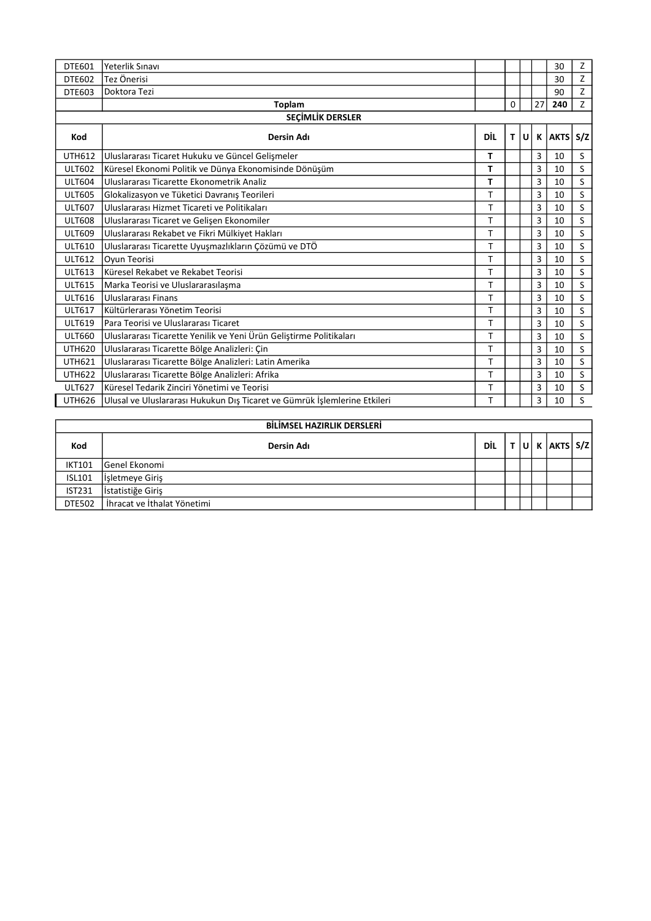| | | | | | | | |
|---|---|---|---|---|---|---|---|
| DTE601 | Yeterlik Sınavı | | | | | 30 | Z |
| DTE602 | Tez Önerisi | | | | | 30 | Z |
| DTE603 | Doktora Tezi | | | | | 90 | Z |
| | **Toplam** | | 0 | | 27 | **240** | Z |
| | **SEÇİMLİK DERSLER** | | | | | | |
| **Kod** | **Dersin Adı** | **DİL** | **T** | **U** | **K** | **AKTS** | **S/Z** |
| UTH612 | Uluslararası Ticaret Hukuku ve Güncel Gelişmeler | **T** | | | 3 | 10 | S |
| ULT602 | Küresel Ekonomi Politik ve Dünya Ekonomisinde Dönüşüm | **T** | | | 3 | 10 | S |
| ULT604 | Uluslararası Ticarette Ekonometrik Analiz | **T** | | | 3 | 10 | S |
| ULT605 | Glokalizasyon ve Tüketici Davranış Teorileri | T | | | 3 | 10 | S |
| ULT607 | Uluslararası Hizmet Ticareti ve Politikaları | T | | | 3 | 10 | S |
| ULT608 | Uluslararası Ticaret ve Gelişen Ekonomiler | T | | | 3 | 10 | S |
| ULT609 | Uluslararası Rekabet ve Fikri Mülkiyet Hakları | T | | | 3 | 10 | S |
| ULT610 | Uluslararası Ticarette Uyuşmazlıkların Çözümü ve DTÖ | T | | | 3 | 10 | S |
| ULT612 | Oyun Teorisi | T | | | 3 | 10 | S |
| ULT613 | Küresel Rekabet ve Rekabet Teorisi | T | | | 3 | 10 | S |
| ULT615 | Marka Teorisi ve Uluslararasılaşma | T | | | 3 | 10 | S |
| ULT616 | Uluslararası Finans | T | | | 3 | 10 | S |
| ULT617 | Kültürlerarası Yönetim Teorisi | T | | | 3 | 10 | S |
| ULT619 | Para Teorisi ve Uluslararası Ticaret | T | | | 3 | 10 | S |
| ULT660 | Uluslararası Ticarette Yenilik ve Yeni Ürün Geliştirme Politikaları | T | | | 3 | 10 | S |
| UTH620 | Uluslararası Ticarette Bölge Analizleri: Çin | T | | | 3 | 10 | S |
| UTH621 | Uluslararası Ticarette Bölge Analizleri: Latin Amerika | T | | | 3 | 10 | S |
| UTH622 | Uluslararası Ticarette Bölge Analizleri: Afrika | T | | | 3 | 10 | S |
| ULT627 | Küresel Tedarik Zinciri Yönetimi ve Teorisi | T | | | 3 | 10 | S |
| UTH626 | Ulusal ve Uluslararası Hukukun Dış Ticaret ve Gümrük İşlemlerine Etkileri | T | | | 3 | 10 | S |

| | | | | | | | |
|---|---|---|---|---|---|---|---|
| | **BİLİMSEL HAZIRLIK DERSLERİ** | | | | | | |
| **Kod** | **Dersin Adı** | **DİL** | **T** | **U** | **K** | **AKTS** | **S/Z** |
| IKT101 | Genel Ekonomi | | | | | | |
| ISL101 | İşletmeye Giriş | | | | | | |
| IST231 | İstatistiğe Giriş | | | | | | |
| DTE502 | İhracat ve İthalat Yönetimi | | | | | | |